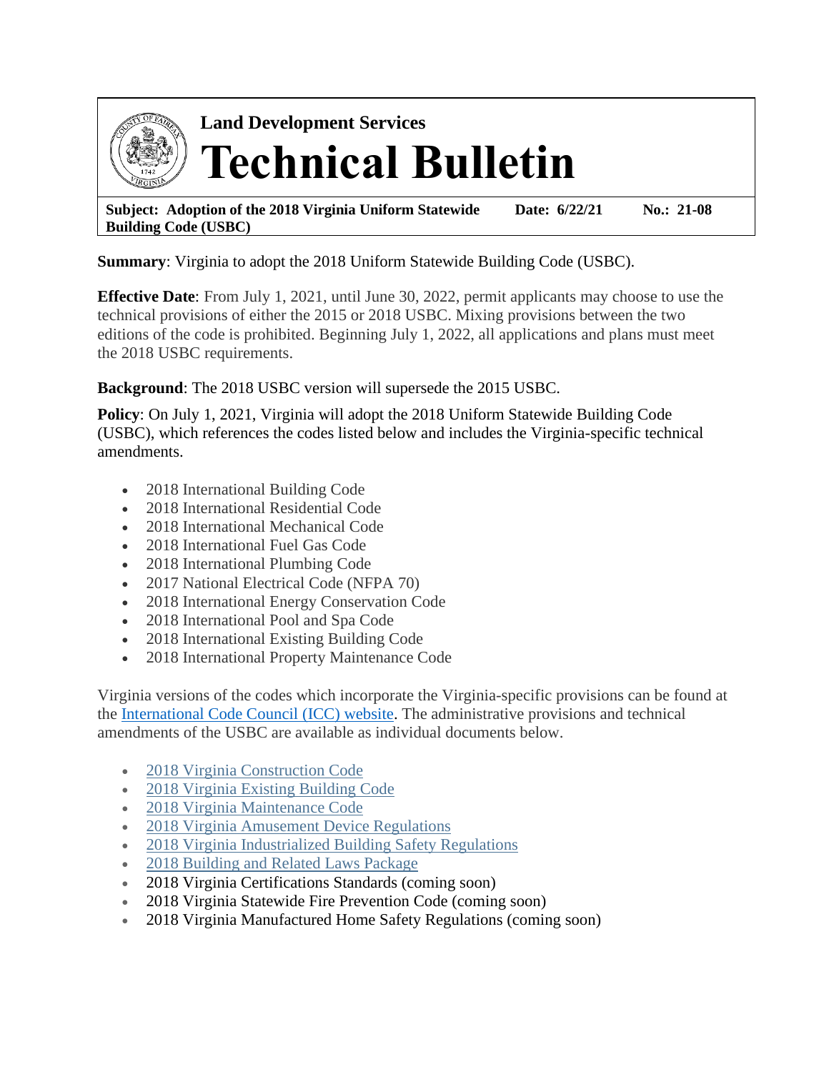**Land Development Services**

# Technical Bulletin

| **Subject: Adoption of the 2018 Virginia Uniform Statewide Building Code (USBC)** | **Date: 6/22/21** | **No.: 21-08** |
|---|---|---|

**Summary**: Virginia to adopt the 2018 Uniform Statewide Building Code (USBC).

**Effective Date**: From July 1, 2021, until June 30, 2022, permit applicants may choose to use the technical provisions of either the 2015 or 2018 USBC. Mixing provisions between the two editions of the code is prohibited. Beginning July 1, 2022, all applications and plans must meet the 2018 USBC requirements.

**Background**: The 2018 USBC version will supersede the 2015 USBC.

**Policy**: On July 1, 2021, Virginia will adopt the 2018 Uniform Statewide Building Code (USBC), which references the codes listed below and includes the Virginia-specific technical amendments.

- 2018 International Building Code
- 2018 International Residential Code
- 2018 International Mechanical Code
- 2018 International Fuel Gas Code
- 2018 International Plumbing Code
- 2017 National Electrical Code (NFPA 70)
- 2018 International Energy Conservation Code
- 2018 International Pool and Spa Code
- 2018 International Existing Building Code
- 2018 International Property Maintenance Code

Virginia versions of the codes which incorporate the Virginia-specific provisions can be found at the International Code Council (ICC) website. The administrative provisions and technical amendments of the USBC are available as individual documents below.

- 2018 Virginia Construction Code
- 2018 Virginia Existing Building Code
- 2018 Virginia Maintenance Code
- 2018 Virginia Amusement Device Regulations
- 2018 Virginia Industrialized Building Safety Regulations
- 2018 Building and Related Laws Package
- 2018 Virginia Certifications Standards (coming soon)
- 2018 Virginia Statewide Fire Prevention Code (coming soon)
- 2018 Virginia Manufactured Home Safety Regulations (coming soon)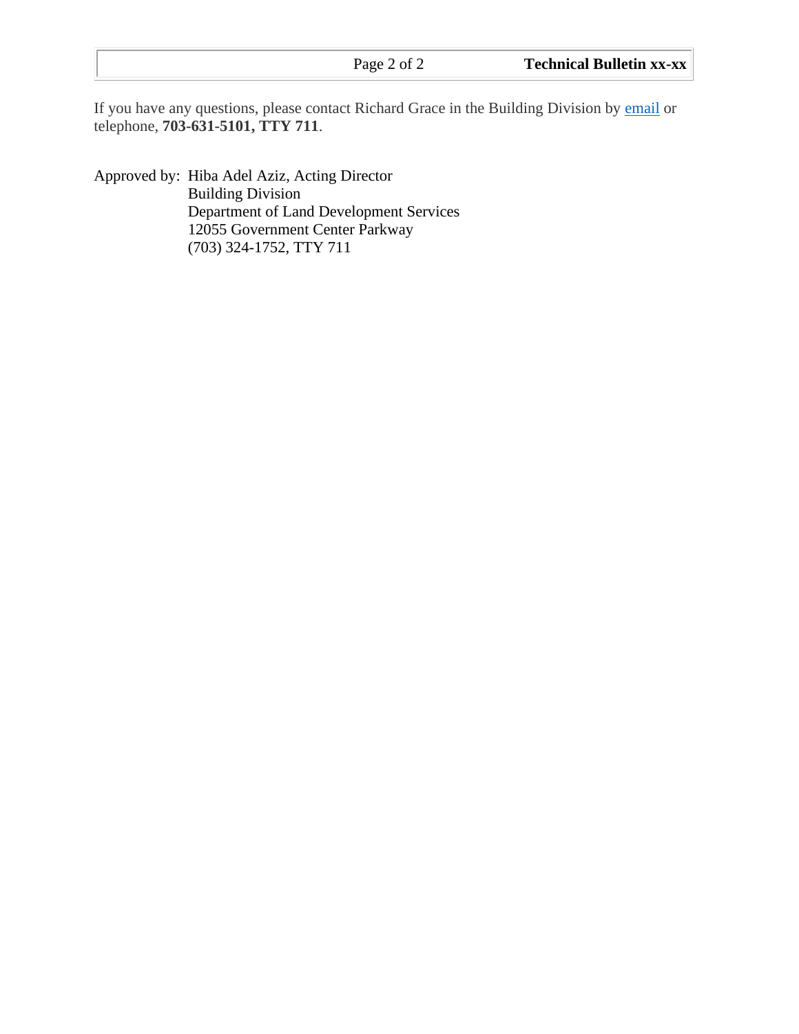If you have any questions, please contact Richard Grace in the Building Division by email or telephone, **703-631-5101, TTY 711**.

Approved by: Hiba Adel Aziz, Acting Director
Building Division
Department of Land Development Services
12055 Government Center Parkway
(703) 324-1752, TTY 711